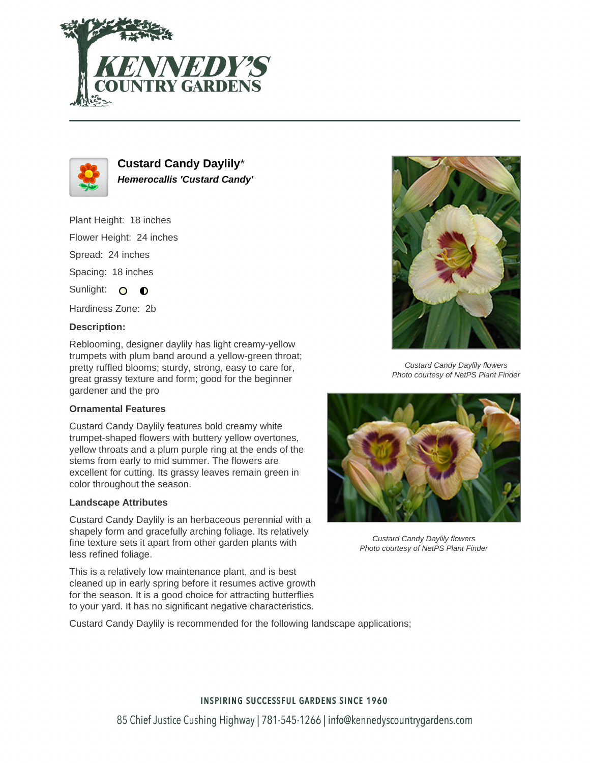# Custard Candy Daylily*

***Hemerocallis 'Custard Candy'***

Plant Height: 18 inches

Flower Height: 24 inches

Spread: 24 inches

Spacing: 18 inches

Sunlight:

Hardiness Zone: 2b

**Description:**

Reblooming, designer daylily has light creamy-yellow trumpets with plum band around a yellow-green throat; pretty ruffled blooms; sturdy, strong, easy to care for, great grassy texture and form; good for the beginner gardener and the pro

### Ornamental Features

Custard Candy Daylily features bold creamy white trumpet-shaped flowers with buttery yellow overtones, yellow throats and a plum purple ring at the ends of the stems from early to mid summer. The flowers are excellent for cutting. Its grassy leaves remain green in color throughout the season.

### Landscape Attributes

Custard Candy Daylily is an herbaceous perennial with a shapely form and gracefully arching foliage. Its relatively fine texture sets it apart from other garden plants with less refined foliage.

This is a relatively low maintenance plant, and is best cleaned up in early spring before it resumes active growth for the season. It is a good choice for attracting butterflies to your yard. It has no significant negative characteristics.

Custard Candy Daylily is recommended for the following landscape applications;

*Custard Candy Daylily flowers*
*Photo courtesy of NetPS Plant Finder*

*Custard Candy Daylily flowers*
*Photo courtesy of NetPS Plant Finder*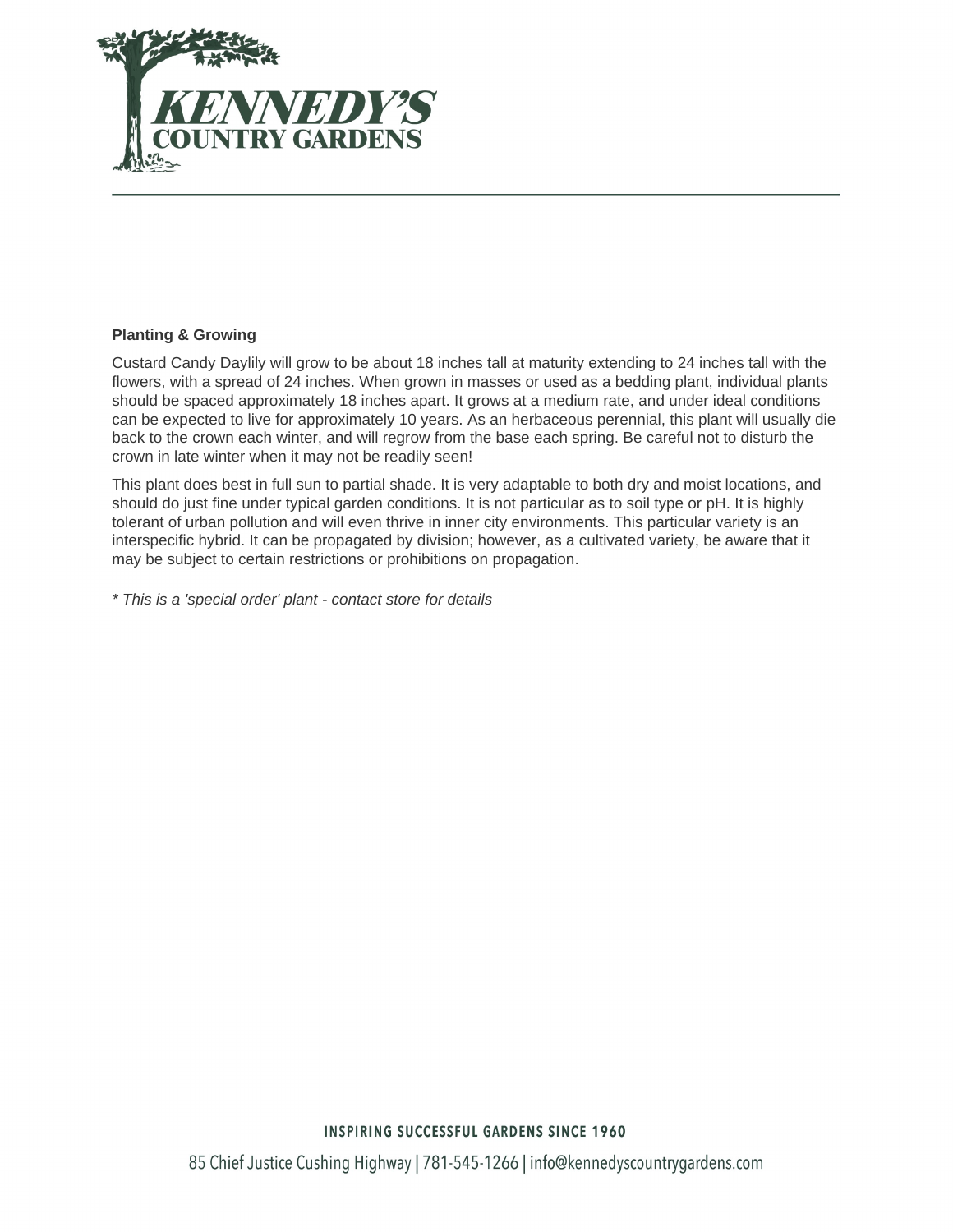**Planting & Growing**

Custard Candy Daylily will grow to be about 18 inches tall at maturity extending to 24 inches tall with the flowers, with a spread of 24 inches. When grown in masses or used as a bedding plant, individual plants should be spaced approximately 18 inches apart. It grows at a medium rate, and under ideal conditions can be expected to live for approximately 10 years. As an herbaceous perennial, this plant will usually die back to the crown each winter, and will regrow from the base each spring. Be careful not to disturb the crown in late winter when it may not be readily seen!

This plant does best in full sun to partial shade. It is very adaptable to both dry and moist locations, and should do just fine under typical garden conditions. It is not particular as to soil type or pH. It is highly tolerant of urban pollution and will even thrive in inner city environments. This particular variety is an interspecific hybrid. It can be propagated by division; however, as a cultivated variety, be aware that it may be subject to certain restrictions or prohibitions on propagation.

*\* This is a 'special order' plant - contact store for details*